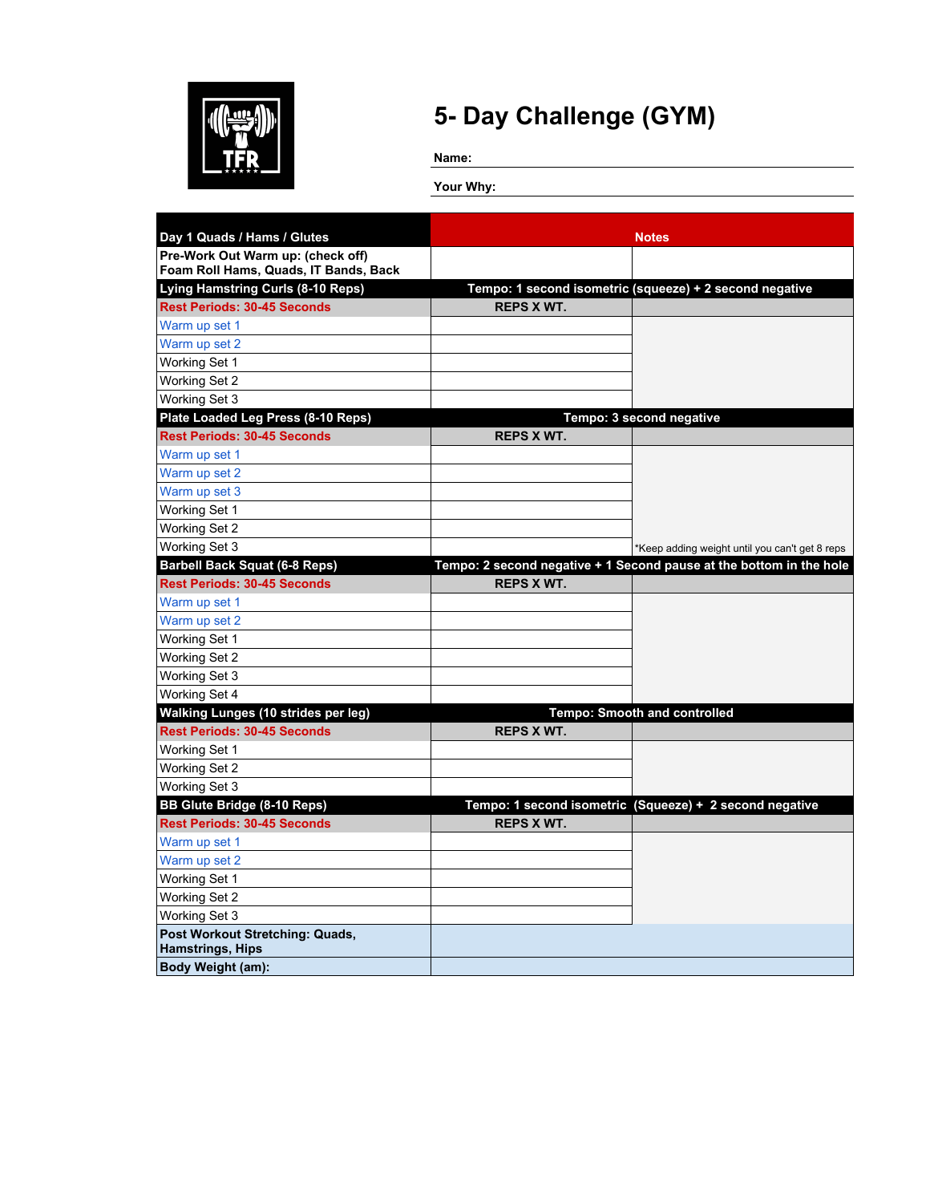# 5- Day Challenge (GYM)

**Name:** 

**Your Why:** 

| Day 1 Quads / Hams / Glutes | Notes | |
|---|---|---|
| **Pre-Work Out Warm up: (check off) Foam Roll Hams, Quads, IT Bands, Back** | | |
| **Lying Hamstring Curls (8-10 Reps)** | **Tempo: 1 second isometric (squeeze) + 2 second negative** | |
| **Rest Periods: 30-45 Seconds** | **REPS X WT.** | |
| Warm up set 1 | | |
| Warm up set 2 | | |
| Working Set 1 | | |
| Working Set 2 | | |
| Working Set 3 | | |
| **Plate Loaded Leg Press (8-10 Reps)** | **Tempo: 3 second negative** | |
| **Rest Periods: 30-45 Seconds** | **REPS X WT.** | |
| Warm up set 1 | | |
| Warm up set 2 | | |
| Warm up set 3 | | |
| Working Set 1 | | |
| Working Set 2 | | |
| Working Set 3 | | *Keep adding weight until you can't get 8 reps |
| **Barbell Back Squat (6-8 Reps)** | **Tempo: 2 second negative + 1 Second pause at the bottom in the hole** | |
| **Rest Periods: 30-45 Seconds** | **REPS X WT.** | |
| Warm up set 1 | | |
| Warm up set 2 | | |
| Working Set 1 | | |
| Working Set 2 | | |
| Working Set 3 | | |
| Working Set 4 | | |
| **Walking Lunges (10 strides per leg)** | **Tempo: Smooth and controlled** | |
| **Rest Periods: 30-45 Seconds** | **REPS X WT.** | |
| Working Set 1 | | |
| Working Set 2 | | |
| Working Set 3 | | |
| **BB Glute Bridge (8-10 Reps)** | **Tempo: 1 second isometric (Squeeze) + 2 second negative** | |
| **Rest Periods: 30-45 Seconds** | **REPS X WT.** | |
| Warm up set 1 | | |
| Warm up set 2 | | |
| Working Set 1 | | |
| Working Set 2 | | |
| Working Set 3 | | |
| **Post Workout Stretching: Quads, Hamstrings, Hips** | | |
| **Body Weight (am):** | | |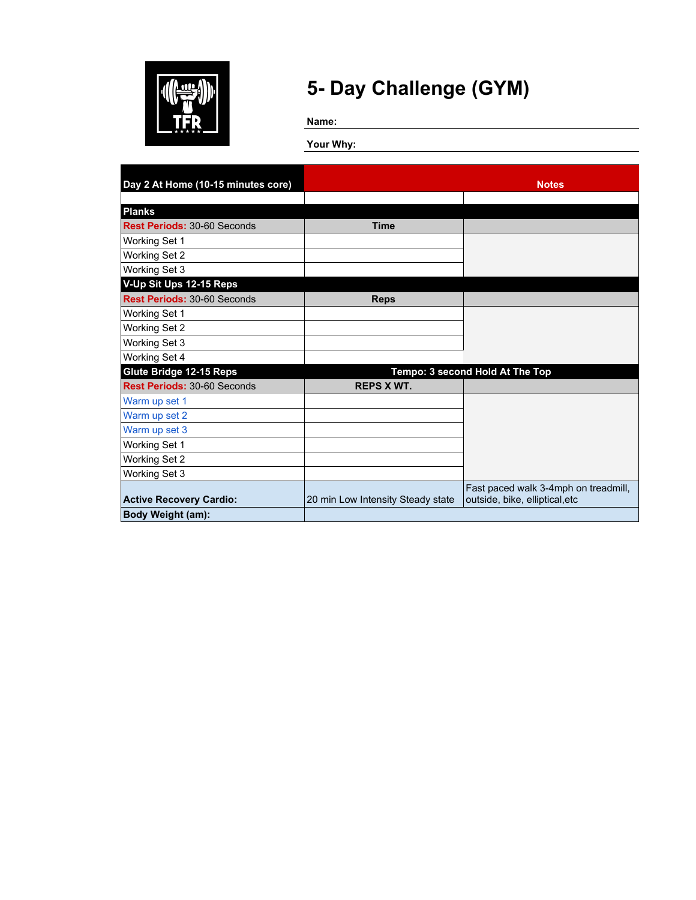# 5- Day Challenge (GYM)

**Name:**

**Your Why:**

| Day 2 At Home (10-15 minutes core) | | Notes |
|---|---|---|
| | | |
| **Planks** | | |
| **Rest Periods:** 30-60 Seconds | **Time** | |
| Working Set 1 | | |
| Working Set 2 | | |
| Working Set 3 | | |
| **V-Up Sit Ups 12-15 Reps** | | |
| **Rest Periods:** 30-60 Seconds | **Reps** | |
| Working Set 1 | | |
| Working Set 2 | | |
| Working Set 3 | | |
| Working Set 4 | | |
| **Glute Bridge 12-15 Reps** | **Tempo: 3 second Hold At The Top** | |
| **Rest Periods:** 30-60 Seconds | **REPS X WT.** | |
| Warm up set 1 | | |
| Warm up set 2 | | |
| Warm up set 3 | | |
| Working Set 1 | | |
| Working Set 2 | | |
| Working Set 3 | | |
| **Active Recovery Cardio:** | 20 min Low Intensity Steady state | Fast paced walk 3-4mph on treadmill, outside, bike, elliptical,etc |
| **Body Weight (am):** | | |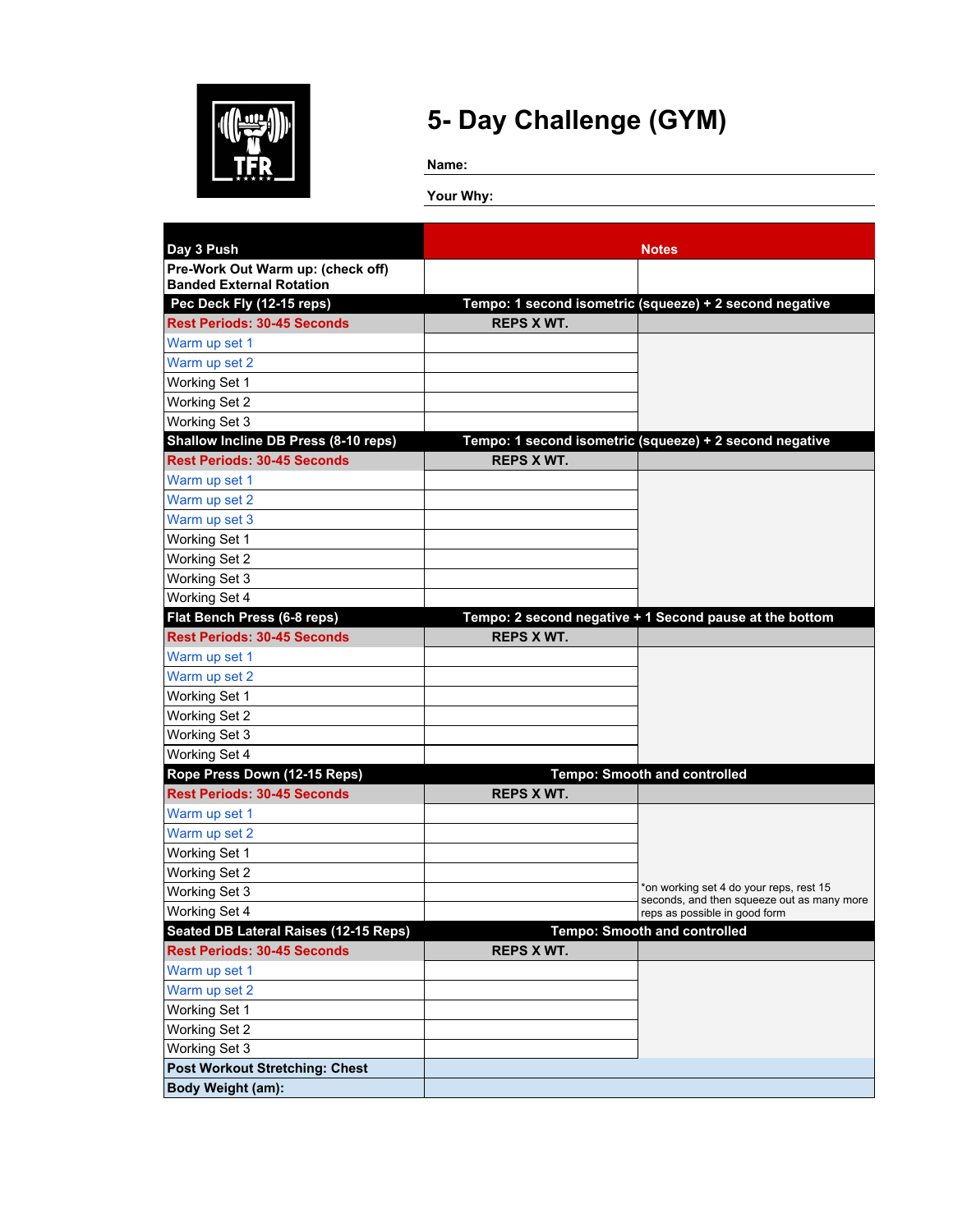# 5- Day Challenge (GYM)

**Name:**

**Your Why:**

| Day 3 Push | Notes | |
|---|---|---|
| **Pre-Work Out Warm up: (check off)**<br>**Banded External Rotation** | | |
| **Pec Deck Fly (12-15 reps)** | **Tempo: 1 second isometric (squeeze) + 2 second negative** | |
| **Rest Periods: 30-45 Seconds** | **REPS X WT.** | |
| Warm up set 1 | | |
| Warm up set 2 | | |
| Working Set 1 | | |
| Working Set 2 | | |
| Working Set 3 | | |
| **Shallow Incline DB Press (8-10 reps)** | **Tempo: 1 second isometric (squeeze) + 2 second negative** | |
| **Rest Periods: 30-45 Seconds** | **REPS X WT.** | |
| Warm up set 1 | | |
| Warm up set 2 | | |
| Warm up set 3 | | |
| Working Set 1 | | |
| Working Set 2 | | |
| Working Set 3 | | |
| Working Set 4 | | |
| **Flat Bench Press (6-8 reps)** | **Tempo: 2 second negative + 1 Second pause at the bottom** | |
| **Rest Periods: 30-45 Seconds** | **REPS X WT.** | |
| Warm up set 1 | | |
| Warm up set 2 | | |
| Working Set 1 | | |
| Working Set 2 | | |
| Working Set 3 | | |
| Working Set 4 | | |
| **Rope Press Down (12-15 Reps)** | **Tempo: Smooth and controlled** | |
| **Rest Periods: 30-45 Seconds** | **REPS X WT.** | |
| Warm up set 1 | | |
| Warm up set 2 | | |
| Working Set 1 | | |
| Working Set 2 | | |
| Working Set 3 | | *on working set 4 do your reps, rest 15 seconds, and then squeeze out as many more reps as possible in good form |
| Working Set 4 | | |
| **Seated DB Lateral Raises (12-15 Reps)** | **Tempo: Smooth and controlled** | |
| **Rest Periods: 30-45 Seconds** | **REPS X WT.** | |
| Warm up set 1 | | |
| Warm up set 2 | | |
| Working Set 1 | | |
| Working Set 2 | | |
| Working Set 3 | | |
| **Post Workout Stretching: Chest** | | |
| **Body Weight (am):** | | |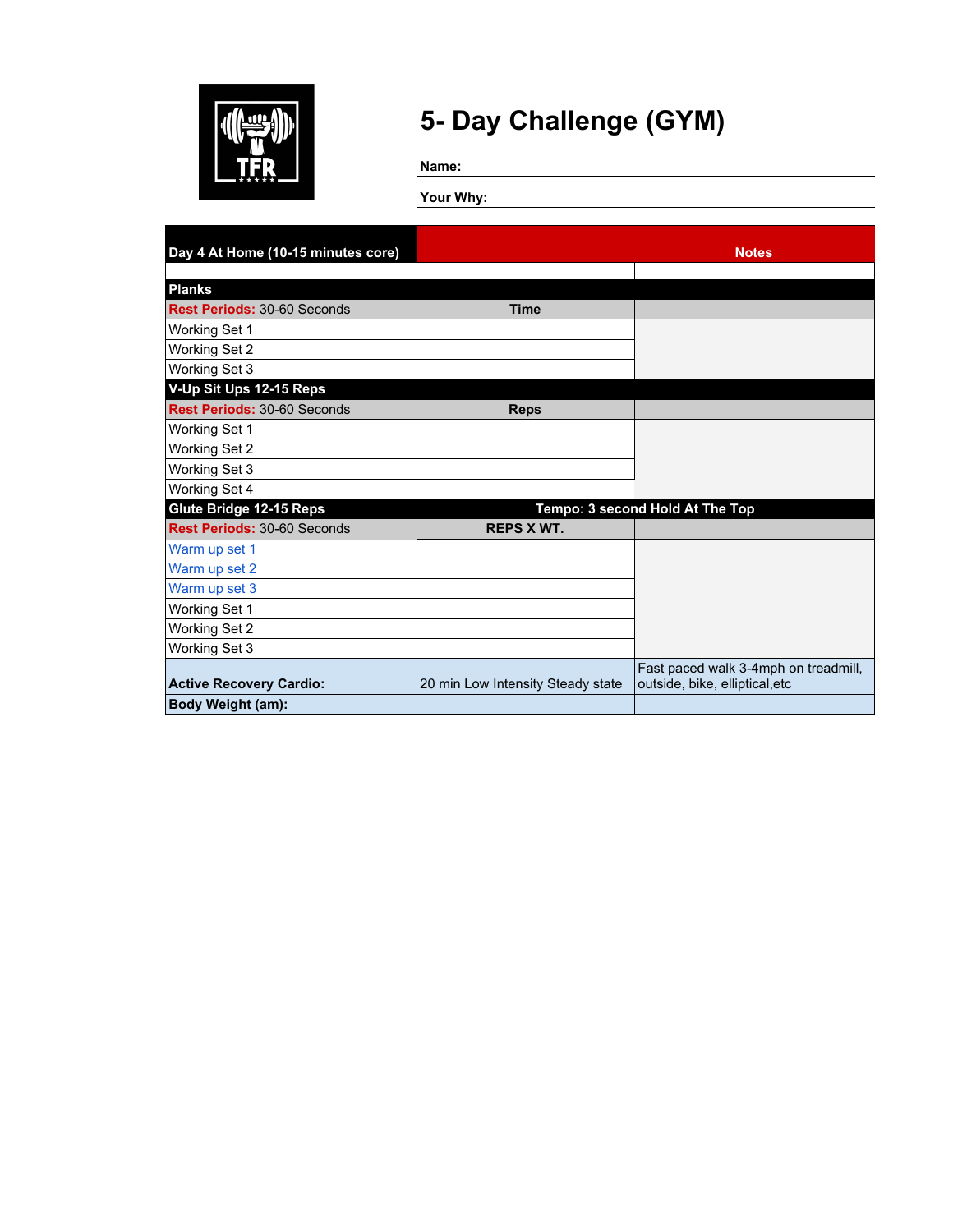# 5- Day Challenge (GYM)

**Name:**

**Your Why:**

| Day 4 At Home (10-15 minutes core) | | Notes |
|---|---|---|
| | | |
| **Planks** | | |
| **Rest Periods:** 30-60 Seconds | **Time** | |
| Working Set 1 | | |
| Working Set 2 | | |
| Working Set 3 | | |
| **V-Up Sit Ups 12-15 Reps** | | |
| **Rest Periods:** 30-60 Seconds | **Reps** | |
| Working Set 1 | | |
| Working Set 2 | | |
| Working Set 3 | | |
| Working Set 4 | | |
| **Glute Bridge 12-15 Reps** | **Tempo: 3 second Hold At The Top** | |
| **Rest Periods:** 30-60 Seconds | **REPS X WT.** | |
| Warm up set 1 | | |
| Warm up set 2 | | |
| Warm up set 3 | | |
| Working Set 1 | | |
| Working Set 2 | | |
| Working Set 3 | | |
| **Active Recovery Cardio:** | 20 min Low Intensity Steady state | Fast paced walk 3-4mph on treadmill, outside, bike, elliptical,etc |
| **Body Weight (am):** | | |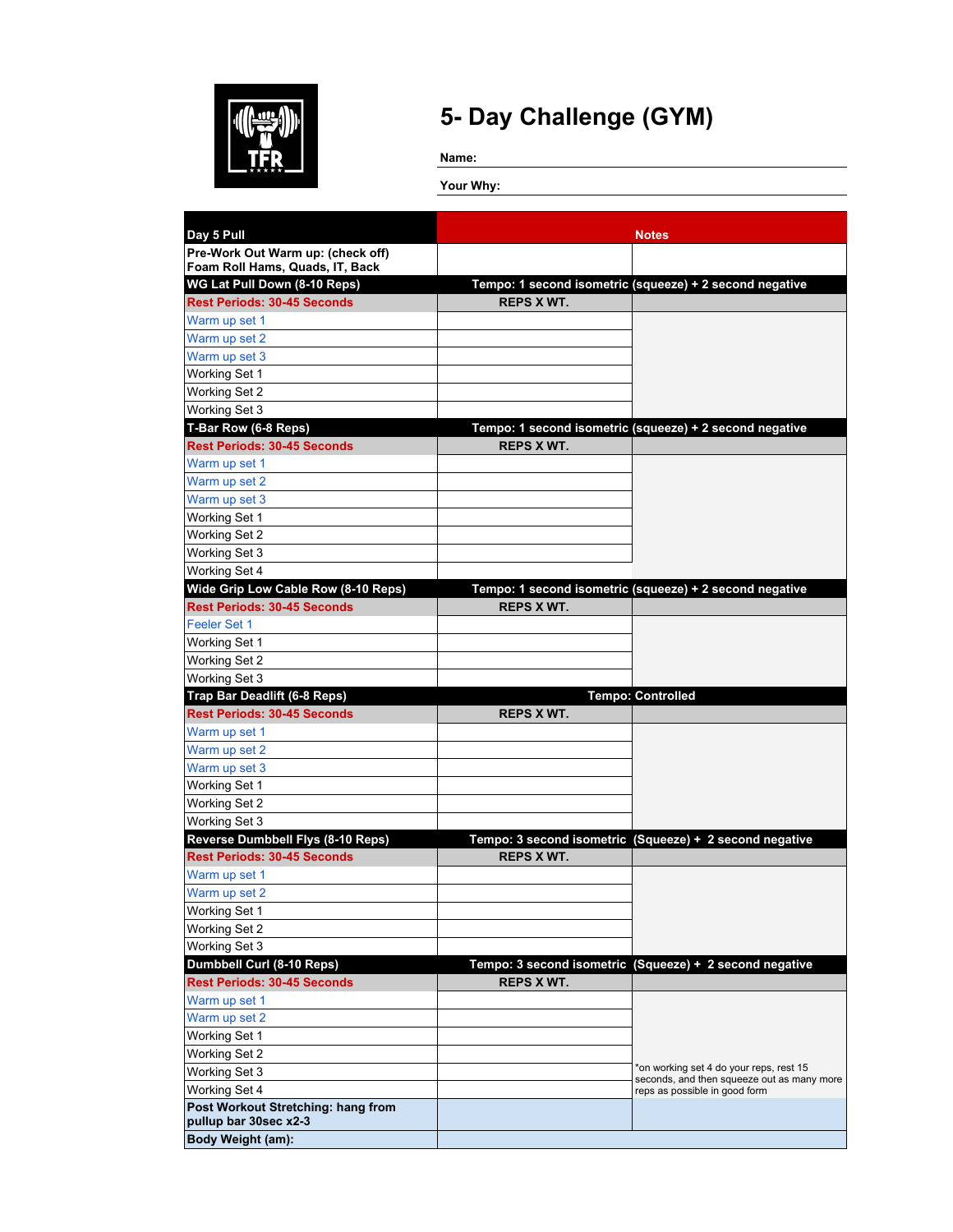# 5- Day Challenge (GYM)

**Name:**

**Your Why:**

| Day 5 Pull | | Notes |
|---|---|---|
| **Pre-Work Out Warm up: (check off)**<br>**Foam Roll Hams, Quads, IT, Back** | | |
| **WG Lat Pull Down (8-10 Reps)** | **Tempo: 1 second isometric (squeeze) + 2 second negative** | |
| **Rest Periods: 30-45 Seconds** | **REPS X WT.** | |
| Warm up set 1 | | |
| Warm up set 2 | | |
| Warm up set 3 | | |
| Working Set 1 | | |
| Working Set 2 | | |
| Working Set 3 | | |
| **T-Bar Row (6-8 Reps)** | **Tempo: 1 second isometric (squeeze) + 2 second negative** | |
| **Rest Periods: 30-45 Seconds** | **REPS X WT.** | |
| Warm up set 1 | | |
| Warm up set 2 | | |
| Warm up set 3 | | |
| Working Set 1 | | |
| Working Set 2 | | |
| Working Set 3 | | |
| Working Set 4 | | |
| **Wide Grip Low Cable Row (8-10 Reps)** | **Tempo: 1 second isometric (squeeze) + 2 second negative** | |
| **Rest Periods: 30-45 Seconds** | **REPS X WT.** | |
| Feeler Set 1 | | |
| Working Set 1 | | |
| Working Set 2 | | |
| Working Set 3 | | |
| **Trap Bar Deadlift (6-8 Reps)** | **Tempo: Controlled** | |
| **Rest Periods: 30-45 Seconds** | **REPS X WT.** | |
| Warm up set 1 | | |
| Warm up set 2 | | |
| Warm up set 3 | | |
| Working Set 1 | | |
| Working Set 2 | | |
| Working Set 3 | | |
| **Reverse Dumbbell Flys (8-10 Reps)** | **Tempo: 3 second isometric (Squeeze) + 2 second negative** | |
| **Rest Periods: 30-45 Seconds** | **REPS X WT.** | |
| Warm up set 1 | | |
| Warm up set 2 | | |
| Working Set 1 | | |
| Working Set 2 | | |
| Working Set 3 | | |
| **Dumbbell Curl (8-10 Reps)** | **Tempo: 3 second isometric (Squeeze) + 2 second negative** | |
| **Rest Periods: 30-45 Seconds** | **REPS X WT.** | |
| Warm up set 1 | | |
| Warm up set 2 | | |
| Working Set 1 | | |
| Working Set 2 | | |
| Working Set 3 | | *on working set 4 do your reps, rest 15 seconds, and then squeeze out as many more reps as possible in good form |
| Working Set 4 | | |
| **Post Workout Stretching: hang from pullup bar 30sec x2-3** | | |
| **Body Weight (am):** | | |